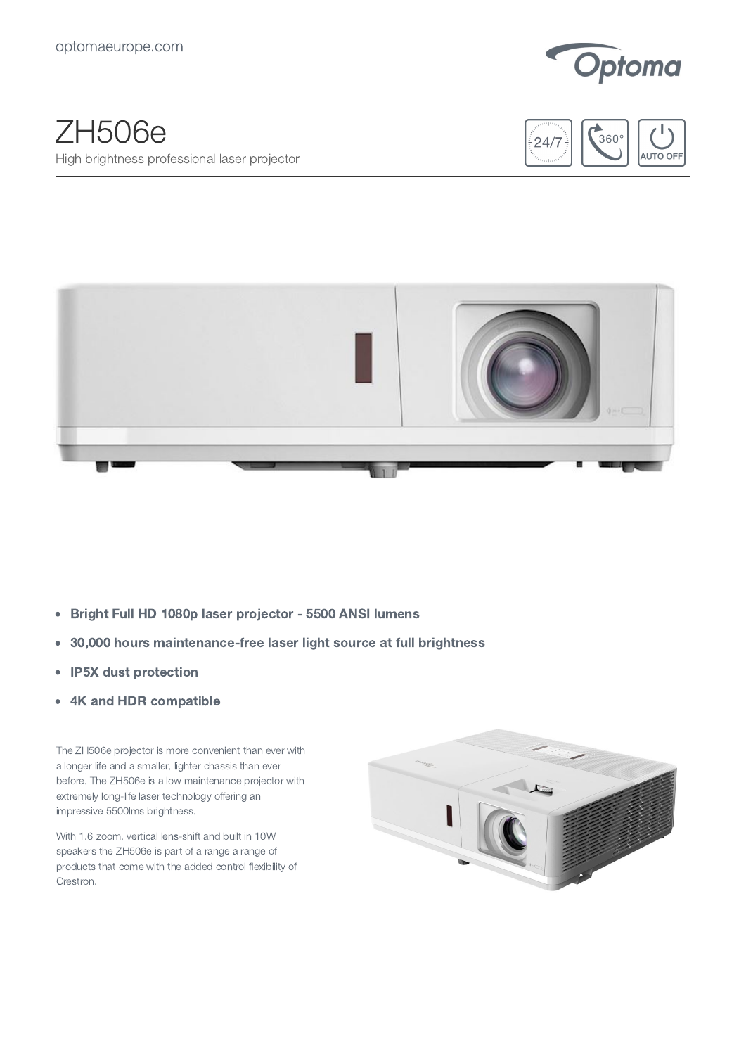optomaeurope.com

# ZH506e

High brightness professional laser projector

24/7 · 360° · AUTO OFF

- **Bright Full HD 1080p laser projector - 5500 ANSI lumens**
- **30,000 hours maintenance-free laser light source at full brightness**
- **IP5X dust protection**
- **4K and HDR compatible**

The ZH506e projector is more convenient than ever with a longer life and a smaller, lighter chassis than ever before. The ZH506e is a low maintenance projector with extremely long-life laser technology offering an impressive 5500lms brightness.

With 1.6 zoom, vertical lens-shift and built in 10W speakers the ZH506e is part of a range a range of products that come with the added control flexibility of Crestron.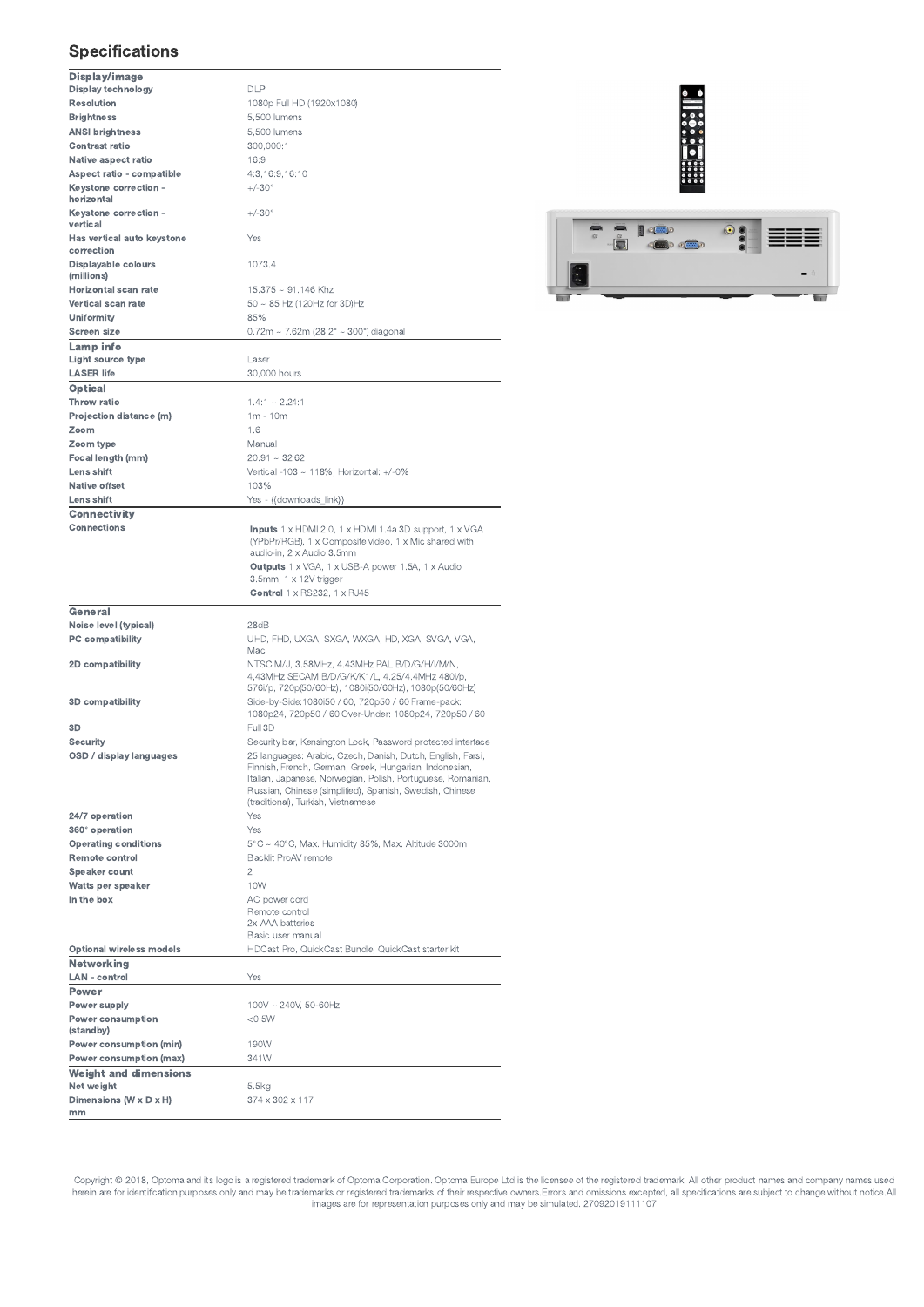## Specifications

| | |
|---|---|
| **Display/image** | |
| Display technology | DLP |
| Resolution | 1080p Full HD (1920x1080) |
| Brightness | 5,500 lumens |
| ANSI brightness | 5,500 lumens |
| Contrast ratio | 300,000:1 |
| Native aspect ratio | 16:9 |
| Aspect ratio - compatible | 4:3,16:9,16:10 |
| Keystone correction - horizontal | +/-30° |
| Keystone correction - vertical | +/-30° |
| Has vertical auto keystone correction | Yes |
| Displayable colours (millions) | 1073.4 |
| Horizontal scan rate | 15.375 ~ 91.146 Khz |
| Vertical scan rate | 50 ~ 85 Hz (120Hz for 3D)Hz |
| Uniformity | 85% |
| Screen size | 0.72m ~ 7.62m (28.2" ~ 300") diagonal |
| **Lamp info** | |
| Light source type | Laser |
| LASER life | 30,000 hours |
| **Optical** | |
| Throw ratio | 1.4:1 ~ 2.24:1 |
| Projection distance (m) | 1m - 10m |
| Zoom | 1.6 |
| Zoom type | Manual |
| Focal length (mm) | 20.91 ~ 32.62 |
| Lens shift | Vertical -103 ~ 118%, Horizontal: +/-0% |
| Native offset | 103% |
| Lens shift | Yes - {{downloads_link}} |
| **Connectivity** | |
| Connections | **Inputs** 1 x HDMI 2.0, 1 x HDMI 1.4a 3D support, 1 x VGA (YPbPr/RGB), 1 x Composite video, 1 x Mic shared with audio-in, 2 x Audio 3.5mm<br>**Outputs** 1 x VGA, 1 x USB-A power 1.5A, 1 x Audio 3.5mm, 1 x 12V trigger<br>**Control** 1 x RS232, 1 x RJ45 |
| **General** | |
| Noise level (typical) | 28dB |
| PC compatibility | UHD, FHD, UXGA, SXGA, WXGA, HD, XGA, SVGA, VGA, Mac |
| 2D compatibility | NTSC M/J, 3.58MHz, 4.43MHz PAL B/D/G/H/I/M/N, 4.43MHz SECAM B/D/G/K/K1/L, 4.25/4.4MHz 480i/p, 576i/p, 720p(50/60Hz), 1080i(50/60Hz), 1080p(50/60Hz) |
| 3D compatibility | Side-by-Side:1080i50 / 60, 720p50 / 60 Frame-pack: 1080p24, 720p50 / 60 Over-Under: 1080p24, 720p50 / 60 |
| 3D | Full 3D |
| Security | Security bar, Kensington Lock, Password protected interface |
| OSD / display languages | 25 languages: Arabic, Czech, Danish, Dutch, English, Farsi, Finnish, French, German, Greek, Hungarian, Indonesian, Italian, Japanese, Norwegian, Polish, Portuguese, Romanian, Russian, Chinese (simplified), Spanish, Swedish, Chinese (traditional), Turkish, Vietnamese |
| 24/7 operation | Yes |
| 360° operation | Yes |
| Operating conditions | 5°C ~ 40°C, Max. Humidity 85%, Max. Altitude 3000m |
| Remote control | Backlit ProAV remote |
| Speaker count | 2 |
| Watts per speaker | 10W |
| In the box | AC power cord<br>Remote control<br>2x AAA batteries<br>Basic user manual |
| Optional wireless models | HDCast Pro, QuickCast Bundle, QuickCast starter kit |
| **Networking** | |
| LAN - control | Yes |
| **Power** | |
| Power supply | 100V ~ 240V, 50-60Hz |
| Power consumption (standby) | <0.5W |
| Power consumption (min) | 190W |
| Power consumption (max) | 341W |
| **Weight and dimensions** | |
| Net weight | 5.5kg |
| Dimensions (W x D x H) mm | 374 x 302 x 117 |

Copyright © 2018, Optoma and its logo is a registered trademark of Optoma Corporation. Optoma Europe Ltd is the licensee of the registered trademark. All other product names and company names used herein are for identification purposes only and may be trademarks or registered trademarks of their respective owners.Errors and omissions excepted, all specifications are subject to change without notice.All images are for representation purposes only and may be simulated. 27092019111107